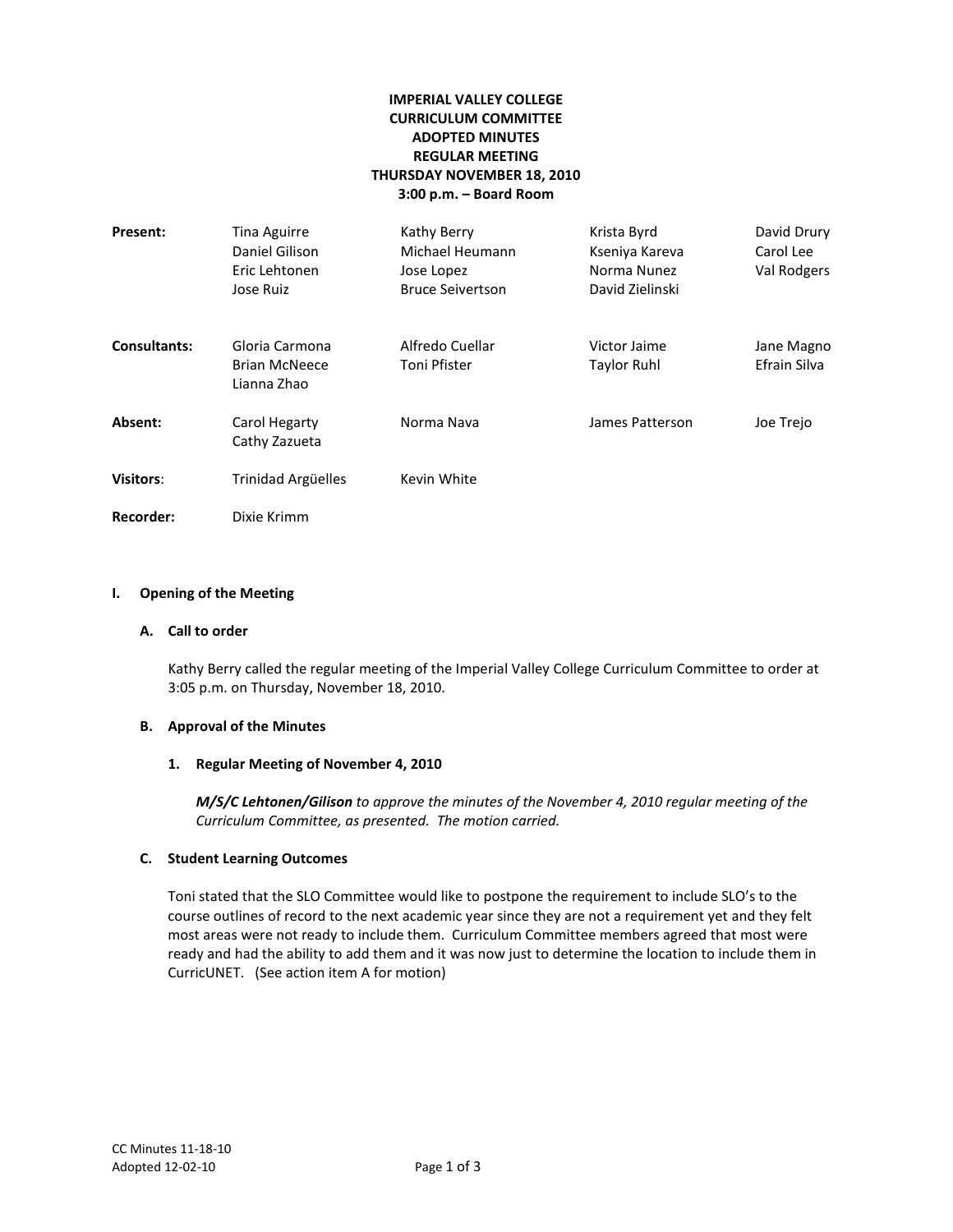# IMPERIAL VALLEY COLLEGE
# CURRICULUM COMMITTEE
# ADOPTED MINUTES
# REGULAR MEETING
# THURSDAY NOVEMBER 18, 2010
# 3:00 p.m. – Board Room

| | | | | |
|---|---|---|---|---|
| **Present:** | Tina Aguirre | Kathy Berry | Krista Byrd | David Drury |
| | Daniel Gilison | Michael Heumann | Kseniya Kareva | Carol Lee |
| | Eric Lehtonen | Jose Lopez | Norma Nunez | Val Rodgers |
| | Jose Ruiz | Bruce Seivertson | David Zielinski | |
| **Consultants:** | Gloria Carmona | Alfredo Cuellar | Victor Jaime | Jane Magno |
| | Brian McNeece | Toni Pfister | Taylor Ruhl | Efrain Silva |
| | Lianna Zhao | | | |
| **Absent:** | Carol Hegarty | Norma Nava | James Patterson | Joe Trejo |
| | Cathy Zazueta | | | |
| **Visitors:** | Trinidad Argüelles | Kevin White | | |
| **Recorder:** | Dixie Krimm | | | |

## I. Opening of the Meeting

### A. Call to order

Kathy Berry called the regular meeting of the Imperial Valley College Curriculum Committee to order at 3:05 p.m. on Thursday, November 18, 2010.

### B. Approval of the Minutes

#### 1. Regular Meeting of November 4, 2010

***M/S/C Lehtonen/Gilison*** *to approve the minutes of the November 4, 2010 regular meeting of the Curriculum Committee, as presented. The motion carried.*

### C. Student Learning Outcomes

Toni stated that the SLO Committee would like to postpone the requirement to include SLO's to the course outlines of record to the next academic year since they are not a requirement yet and they felt most areas were not ready to include them. Curriculum Committee members agreed that most were ready and had the ability to add them and it was now just to determine the location to include them in CurricUNET. (See action item A for motion)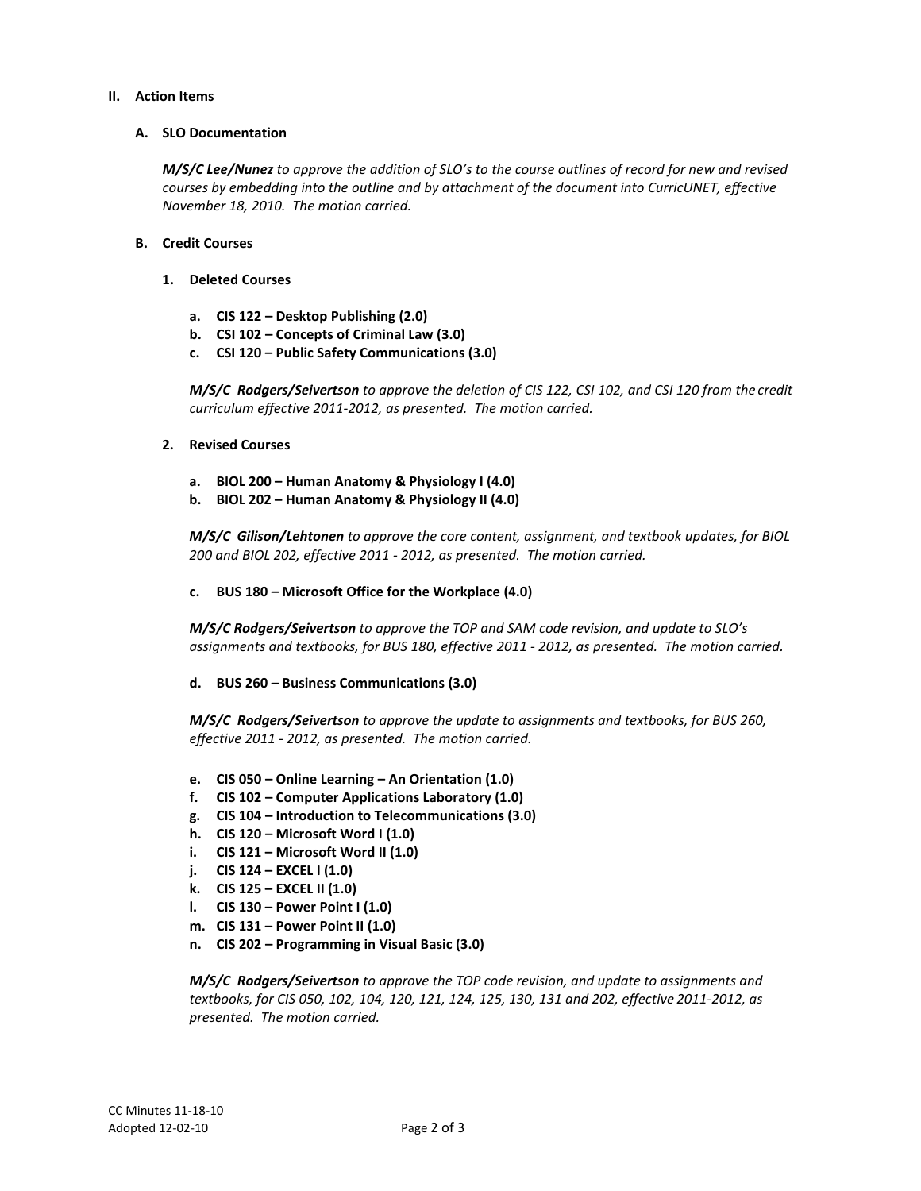## II. Action Items

### A. SLO Documentation

***M/S/C Lee/Nunez*** *to approve the addition of SLO's to the course outlines of record for new and revised courses by embedding into the outline and by attachment of the document into CurricUNET, effective November 18, 2010. The motion carried.*

### B. Credit Courses

#### 1. Deleted Courses

a. **CIS 122 – Desktop Publishing (2.0)**
b. **CSI 102 – Concepts of Criminal Law (3.0)**
c. **CSI 120 – Public Safety Communications (3.0)**

***M/S/C Rodgers/Seivertson*** *to approve the deletion of CIS 122, CSI 102, and CSI 120 from the credit curriculum effective 2011-2012, as presented. The motion carried.*

#### 2. Revised Courses

a. **BIOL 200 – Human Anatomy & Physiology I (4.0)**
b. **BIOL 202 – Human Anatomy & Physiology II (4.0)**

***M/S/C Gilison/Lehtonen*** *to approve the core content, assignment, and textbook updates, for BIOL 200 and BIOL 202, effective 2011 - 2012, as presented. The motion carried.*

c. **BUS 180 – Microsoft Office for the Workplace (4.0)**

***M/S/C Rodgers/Seivertson*** *to approve the TOP and SAM code revision, and update to SLO's assignments and textbooks, for BUS 180, effective 2011 - 2012, as presented. The motion carried.*

d. **BUS 260 – Business Communications (3.0)**

***M/S/C Rodgers/Seivertson*** *to approve the update to assignments and textbooks, for BUS 260, effective 2011 - 2012, as presented. The motion carried.*

e. **CIS 050 – Online Learning – An Orientation (1.0)**
f. **CIS 102 – Computer Applications Laboratory (1.0)**
g. **CIS 104 – Introduction to Telecommunications (3.0)**
h. **CIS 120 – Microsoft Word I (1.0)**
i. **CIS 121 – Microsoft Word II (1.0)**
j. **CIS 124 – EXCEL I (1.0)**
k. **CIS 125 – EXCEL II (1.0)**
l. **CIS 130 – Power Point I (1.0)**
m. **CIS 131 – Power Point II (1.0)**
n. **CIS 202 – Programming in Visual Basic (3.0)**

***M/S/C Rodgers/Seivertson*** *to approve the TOP code revision, and update to assignments and textbooks, for CIS 050, 102, 104, 120, 121, 124, 125, 130, 131 and 202, effective 2011-2012, as presented. The motion carried.*

CC Minutes 11-18-10
Adopted 12-02-10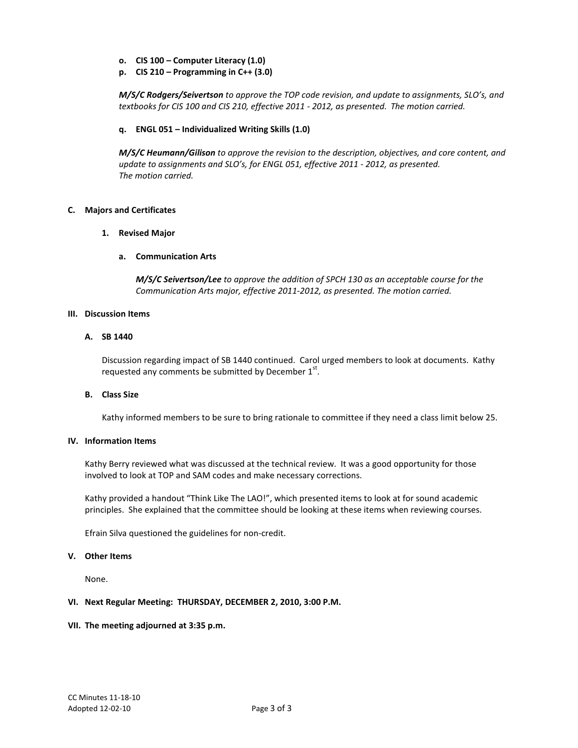o. **CIS 100 – Computer Literacy (1.0)**

p. **CIS 210 – Programming in C++ (3.0)**

***M/S/C Rodgers/Seivertson*** *to approve the TOP code revision, and update to assignments, SLO's, and textbooks for CIS 100 and CIS 210, effective 2011 - 2012, as presented. The motion carried.*

q. **ENGL 051 – Individualized Writing Skills (1.0)**

***M/S/C Heumann/Gilison*** *to approve the revision to the description, objectives, and core content, and update to assignments and SLO's, for ENGL 051, effective 2011 - 2012, as presented.*
*The motion carried.*

## C. Majors and Certificates

### 1. Revised Major

#### a. Communication Arts

***M/S/C Seivertson/Lee*** *to approve the addition of SPCH 130 as an acceptable course for the Communication Arts major, effective 2011-2012, as presented. The motion carried.*

## III. Discussion Items

### A. SB 1440

Discussion regarding impact of SB 1440 continued. Carol urged members to look at documents. Kathy requested any comments be submitted by December 1st.

### B. Class Size

Kathy informed members to be sure to bring rationale to committee if they need a class limit below 25.

## IV. Information Items

Kathy Berry reviewed what was discussed at the technical review. It was a good opportunity for those involved to look at TOP and SAM codes and make necessary corrections.

Kathy provided a handout "Think Like The LAO!", which presented items to look at for sound academic principles. She explained that the committee should be looking at these items when reviewing courses.

Efrain Silva questioned the guidelines for non-credit.

## V. Other Items

None.

## VI. Next Regular Meeting: THURSDAY, DECEMBER 2, 2010, 3:00 P.M.

## VII. The meeting adjourned at 3:35 p.m.

CC Minutes 11-18-10
Adopted 12-02-10